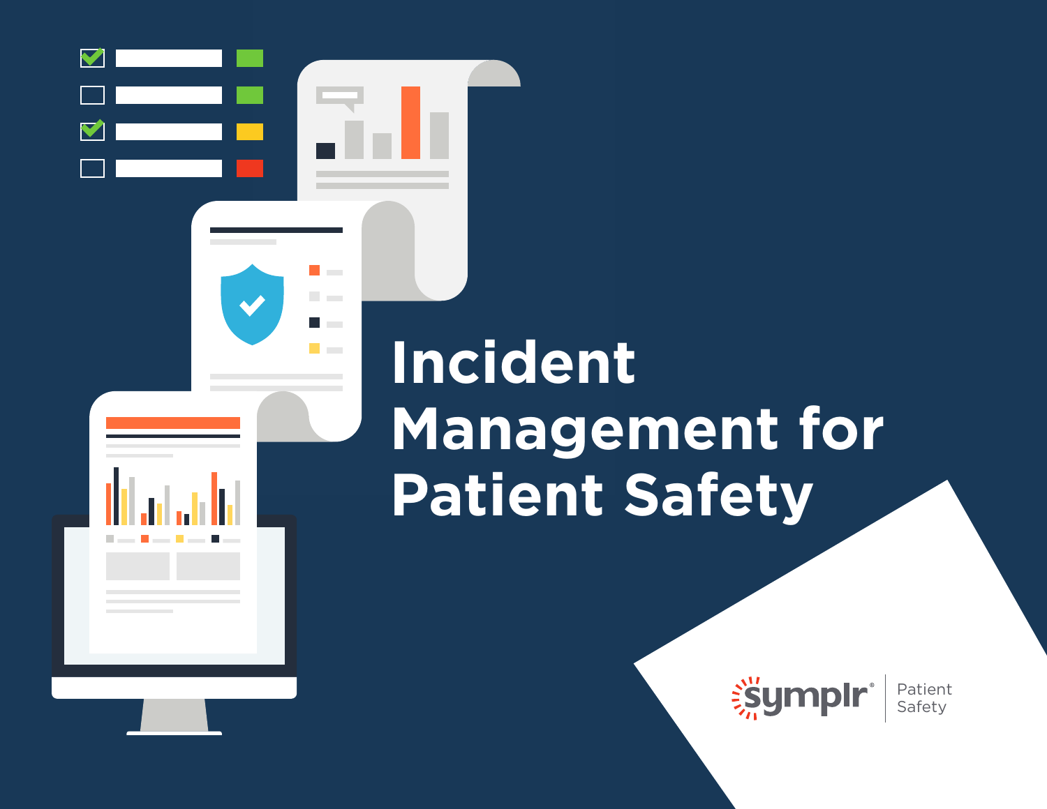# Incident Management for Patient Safety

symplr® | Patient Safety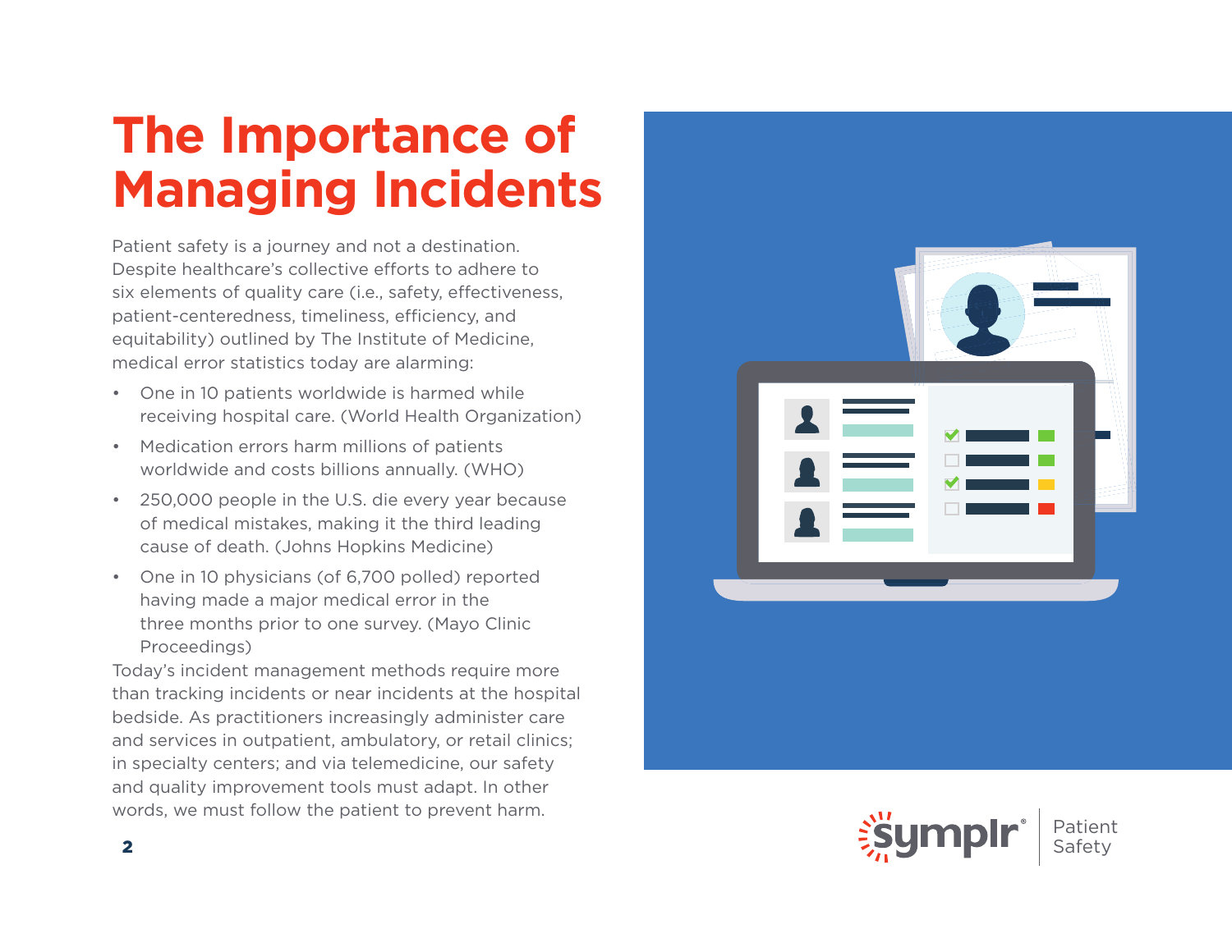# The Importance of Managing Incidents

Patient safety is a journey and not a destination. Despite healthcare's collective efforts to adhere to six elements of quality care (i.e., safety, effectiveness, patient-centeredness, timeliness, efficiency, and equitability) outlined by The Institute of Medicine, medical error statistics today are alarming:

- One in 10 patients worldwide is harmed while receiving hospital care. (World Health Organization)
- Medication errors harm millions of patients worldwide and costs billions annually. (WHO)
- 250,000 people in the U.S. die every year because of medical mistakes, making it the third leading cause of death. (Johns Hopkins Medicine)
- One in 10 physicians (of 6,700 polled) reported having made a major medical error in the three months prior to one survey. (Mayo Clinic Proceedings)

Today's incident management methods require more than tracking incidents or near incidents at the hospital bedside. As practitioners increasingly administer care and services in outpatient, ambulatory, or retail clinics; in specialty centers; and via telemedicine, our safety and quality improvement tools must adapt. In other words, we must follow the patient to prevent harm.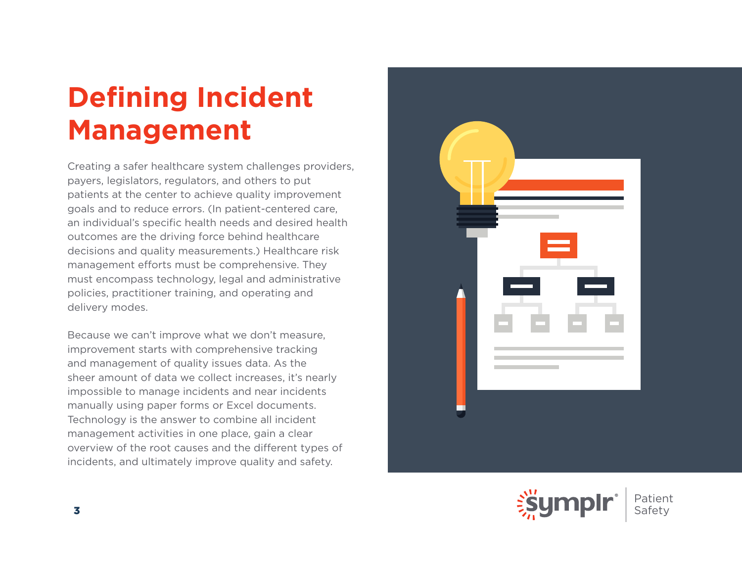# Defining Incident Management

Creating a safer healthcare system challenges providers, payers, legislators, regulators, and others to put patients at the center to achieve quality improvement goals and to reduce errors. (In patient-centered care, an individual's specific health needs and desired health outcomes are the driving force behind healthcare decisions and quality measurements.) Healthcare risk management efforts must be comprehensive. They must encompass technology, legal and administrative policies, practitioner training, and operating and delivery modes.

Because we can't improve what we don't measure, improvement starts with comprehensive tracking and management of quality issues data. As the sheer amount of data we collect increases, it's nearly impossible to manage incidents and near incidents manually using paper forms or Excel documents. Technology is the answer to combine all incident management activities in one place, gain a clear overview of the root causes and the different types of incidents, and ultimately improve quality and safety.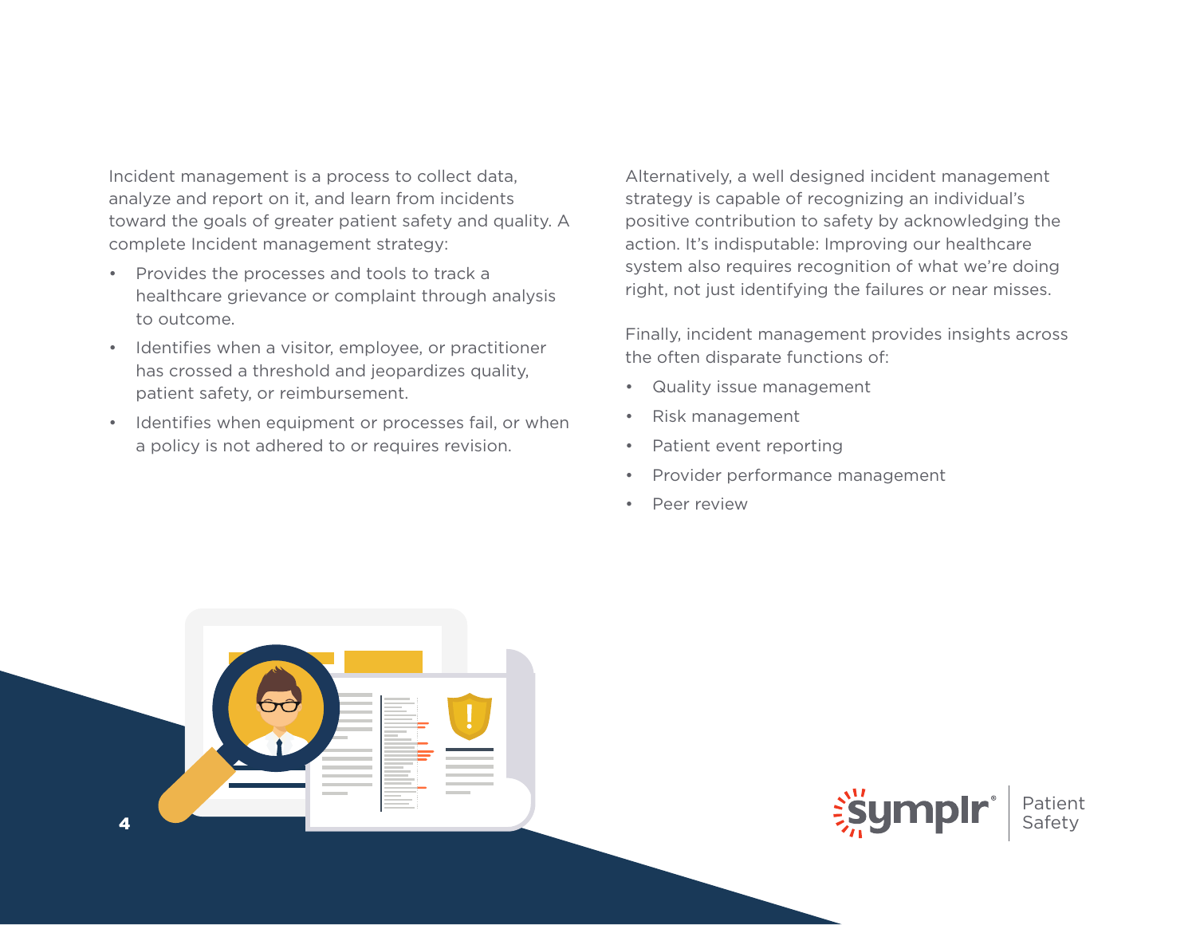Incident management is a process to collect data, analyze and report on it, and learn from incidents toward the goals of greater patient safety and quality. A complete Incident management strategy:

- Provides the processes and tools to track a healthcare grievance or complaint through analysis to outcome.
- Identifies when a visitor, employee, or practitioner has crossed a threshold and jeopardizes quality, patient safety, or reimbursement.
- Identifies when equipment or processes fail, or when a policy is not adhered to or requires revision.

Alternatively, a well designed incident management strategy is capable of recognizing an individual's positive contribution to safety by acknowledging the action. It's indisputable: Improving our healthcare system also requires recognition of what we're doing right, not just identifying the failures or near misses.

Finally, incident management provides insights across the often disparate functions of:

- Quality issue management
- Risk management
- Patient event reporting
- Provider performance management
- Peer review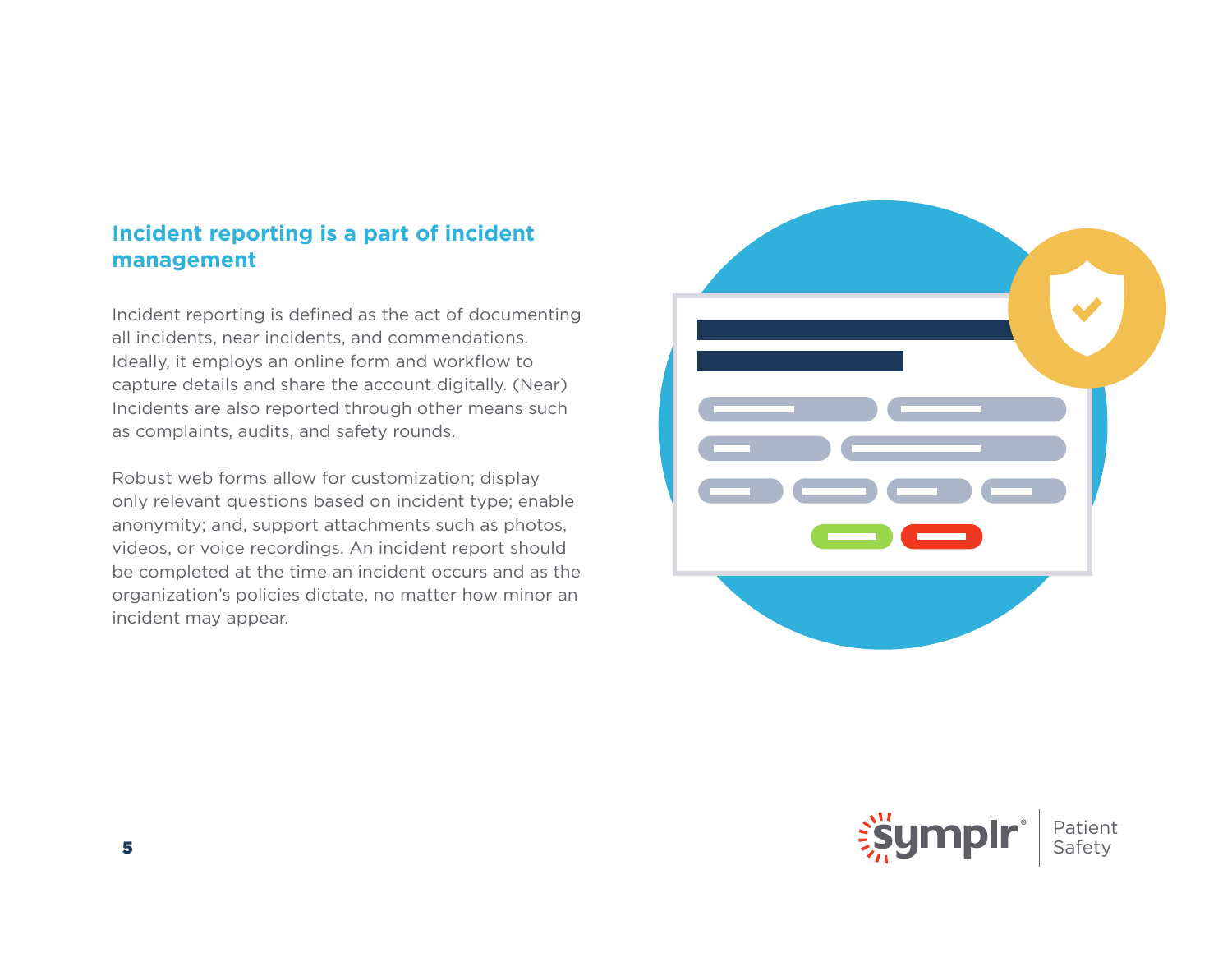## Incident reporting is a part of incident management

Incident reporting is defined as the act of documenting all incidents, near incidents, and commendations. Ideally, it employs an online form and workflow to capture details and share the account digitally. (Near) Incidents are also reported through other means such as complaints, audits, and safety rounds.

Robust web forms allow for customization; display only relevant questions based on incident type; enable anonymity; and, support attachments such as photos, videos, or voice recordings. An incident report should be completed at the time an incident occurs and as the organization's policies dictate, no matter how minor an incident may appear.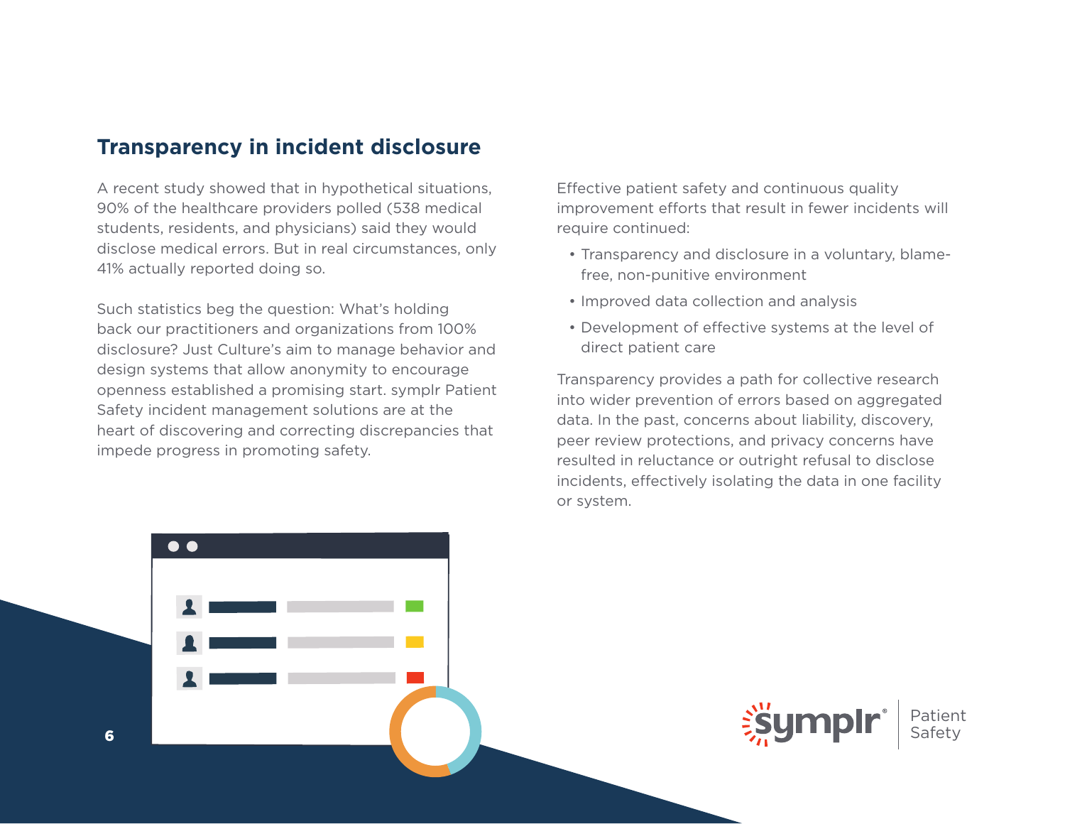## Transparency in incident disclosure

A recent study showed that in hypothetical situations, 90% of the healthcare providers polled (538 medical students, residents, and physicians) said they would disclose medical errors. But in real circumstances, only 41% actually reported doing so.

Such statistics beg the question: What's holding back our practitioners and organizations from 100% disclosure? Just Culture's aim to manage behavior and design systems that allow anonymity to encourage openness established a promising start. symplr Patient Safety incident management solutions are at the heart of discovering and correcting discrepancies that impede progress in promoting safety.

Effective patient safety and continuous quality improvement efforts that result in fewer incidents will require continued:

- Transparency and disclosure in a voluntary, blame-free, non-punitive environment
- Improved data collection and analysis
- Development of effective systems at the level of direct patient care

Transparency provides a path for collective research into wider prevention of errors based on aggregated data. In the past, concerns about liability, discovery, peer review protections, and privacy concerns have resulted in reluctance or outright refusal to disclose incidents, effectively isolating the data in one facility or system.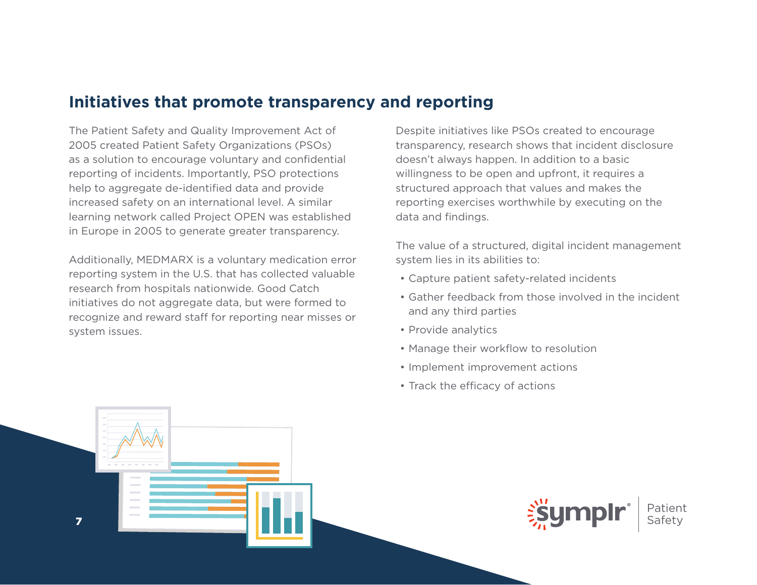## Initiatives that promote transparency and reporting

The Patient Safety and Quality Improvement Act of 2005 created Patient Safety Organizations (PSOs) as a solution to encourage voluntary and confidential reporting of incidents. Importantly, PSO protections help to aggregate de-identified data and provide increased safety on an international level. A similar learning network called Project OPEN was established in Europe in 2005 to generate greater transparency.

Additionally, MEDMARX is a voluntary medication error reporting system in the U.S. that has collected valuable research from hospitals nationwide. Good Catch initiatives do not aggregate data, but were formed to recognize and reward staff for reporting near misses or system issues.

Despite initiatives like PSOs created to encourage transparency, research shows that incident disclosure doesn't always happen. In addition to a basic willingness to be open and upfront, it requires a structured approach that values and makes the reporting exercises worthwhile by executing on the data and findings.

The value of a structured, digital incident management system lies in its abilities to:

- Capture patient safety-related incidents
- Gather feedback from those involved in the incident and any third parties
- Provide analytics
- Manage their workflow to resolution
- Implement improvement actions
- Track the efficacy of actions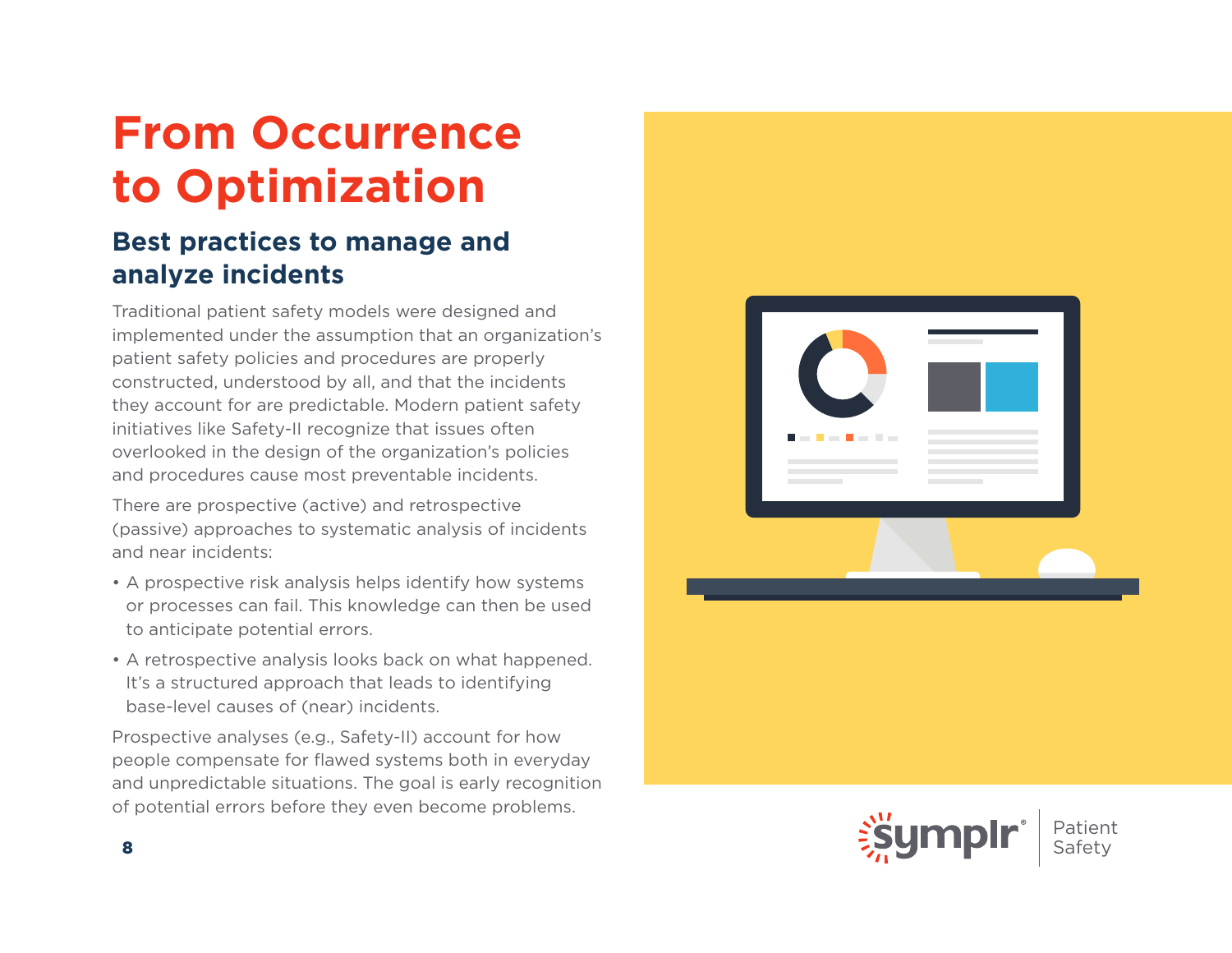# From Occurrence to Optimization

## Best practices to manage and analyze incidents

Traditional patient safety models were designed and implemented under the assumption that an organization's patient safety policies and procedures are properly constructed, understood by all, and that the incidents they account for are predictable. Modern patient safety initiatives like Safety-II recognize that issues often overlooked in the design of the organization's policies and procedures cause most preventable incidents.

There are prospective (active) and retrospective (passive) approaches to systematic analysis of incidents and near incidents:

- A prospective risk analysis helps identify how systems or processes can fail. This knowledge can then be used to anticipate potential errors.
- A retrospective analysis looks back on what happened. It's a structured approach that leads to identifying base-level causes of (near) incidents.

Prospective analyses (e.g., Safety-II) account for how people compensate for flawed systems both in everyday and unpredictable situations. The goal is early recognition of potential errors before they even become problems.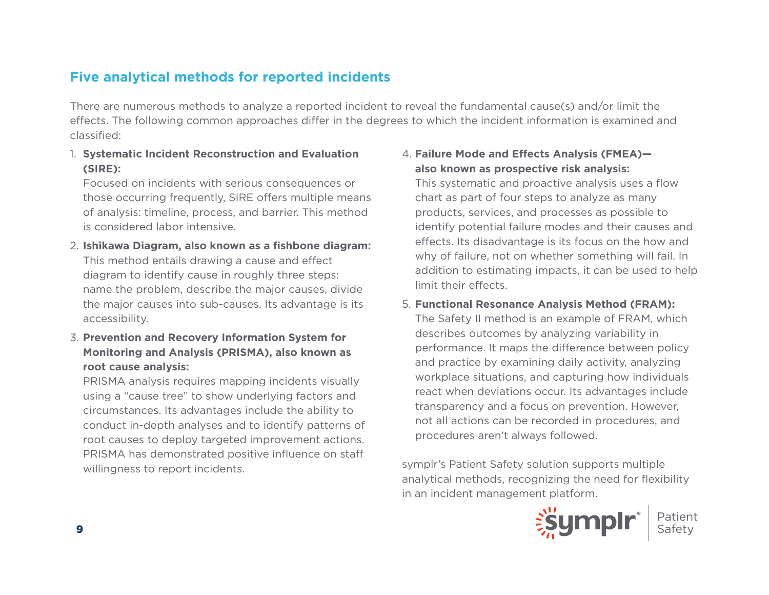## Five analytical methods for reported incidents

There are numerous methods to analyze a reported incident to reveal the fundamental cause(s) and/or limit the effects. The following common approaches differ in the degrees to which the incident information is examined and classified:

1. **Systematic Incident Reconstruction and Evaluation (SIRE):**
   Focused on incidents with serious consequences or those occurring frequently, SIRE offers multiple means of analysis: timeline, process, and barrier. This method is considered labor intensive.

2. **Ishikawa Diagram, also known as a fishbone diagram:**
   This method entails drawing a cause and effect diagram to identify cause in roughly three steps: name the problem, describe the major causes, divide the major causes into sub-causes. Its advantage is its accessibility.

3. **Prevention and Recovery Information System for Monitoring and Analysis (PRISMA), also known as root cause analysis:**
   PRISMA analysis requires mapping incidents visually using a "cause tree" to show underlying factors and circumstances. Its advantages include the ability to conduct in-depth analyses and to identify patterns of root causes to deploy targeted improvement actions. PRISMA has demonstrated positive influence on staff willingness to report incidents.

4. **Failure Mode and Effects Analysis (FMEA)—also known as prospective risk analysis:**
   This systematic and proactive analysis uses a flow chart as part of four steps to analyze as many products, services, and processes as possible to identify potential failure modes and their causes and effects. Its disadvantage is its focus on the how and why of failure, not on whether something will fail. In addition to estimating impacts, it can be used to help limit their effects.

5. **Functional Resonance Analysis Method (FRAM):**
   The Safety II method is an example of FRAM, which describes outcomes by analyzing variability in performance. It maps the difference between policy and practice by examining daily activity, analyzing workplace situations, and capturing how individuals react when deviations occur. Its advantages include transparency and a focus on prevention. However, not all actions can be recorded in procedures, and procedures aren't always followed.

symplr's Patient Safety solution supports multiple analytical methods, recognizing the need for flexibility in an incident management platform.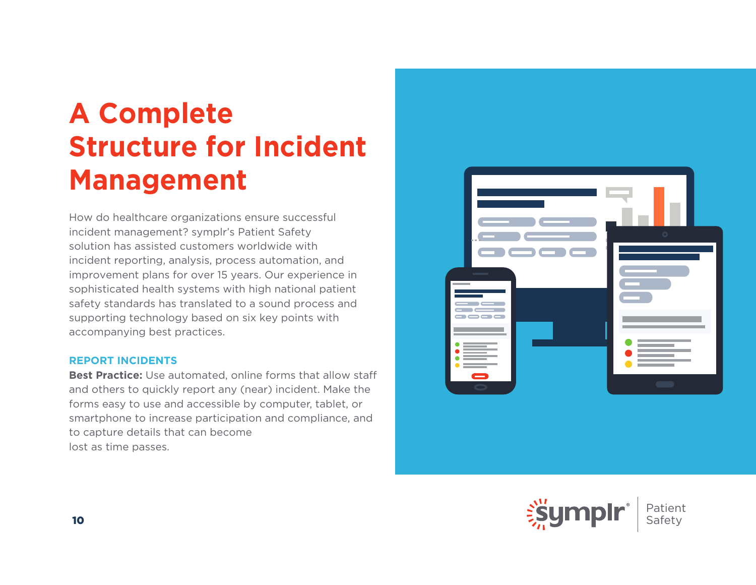# A Complete Structure for Incident Management

How do healthcare organizations ensure successful incident management? symplr's Patient Safety solution has assisted customers worldwide with incident reporting, analysis, process automation, and improvement plans for over 15 years. Our experience in sophisticated health systems with high national patient safety standards has translated to a sound process and supporting technology based on six key points with accompanying best practices.

## REPORT INCIDENTS

**Best Practice:** Use automated, online forms that allow staff and others to quickly report any (near) incident. Make the forms easy to use and accessible by computer, tablet, or smartphone to increase participation and compliance, and to capture details that can become lost as time passes.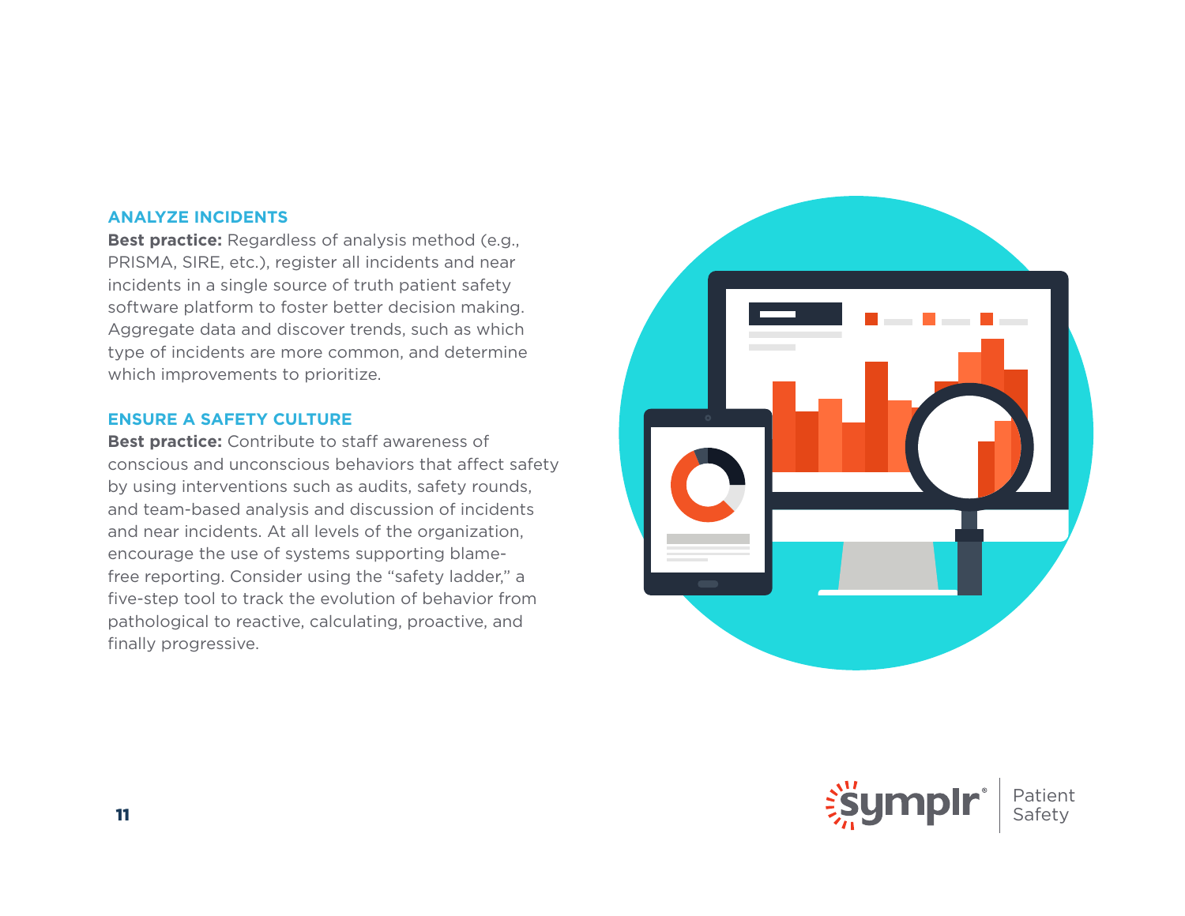### ANALYZE INCIDENTS

**Best practice:** Regardless of analysis method (e.g., PRISMA, SIRE, etc.), register all incidents and near incidents in a single source of truth patient safety software platform to foster better decision making. Aggregate data and discover trends, such as which type of incidents are more common, and determine which improvements to prioritize.

### ENSURE A SAFETY CULTURE

**Best practice:** Contribute to staff awareness of conscious and unconscious behaviors that affect safety by using interventions such as audits, safety rounds, and team-based analysis and discussion of incidents and near incidents. At all levels of the organization, encourage the use of systems supporting blame-free reporting. Consider using the "safety ladder," a five-step tool to track the evolution of behavior from pathological to reactive, calculating, proactive, and finally progressive.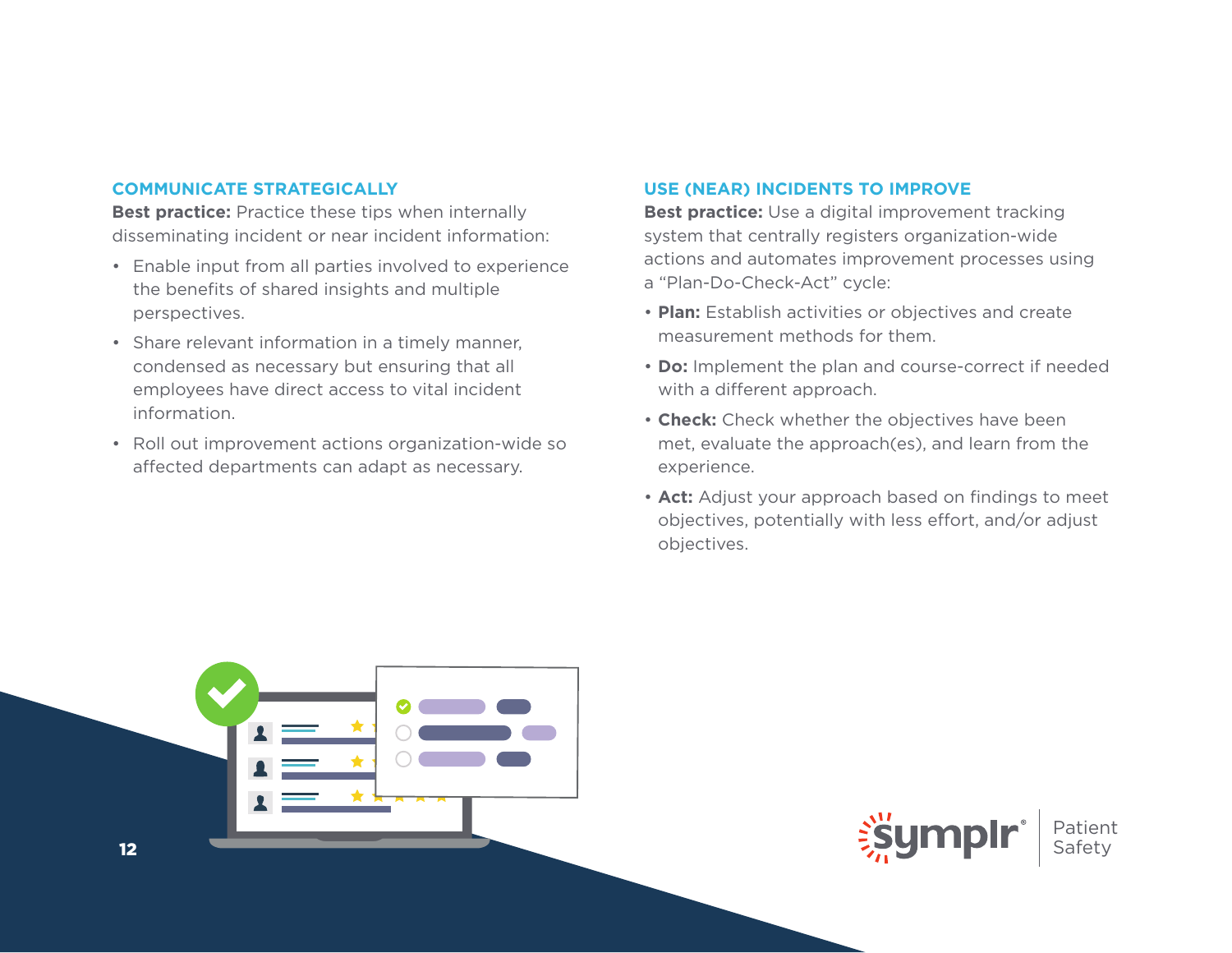## COMMUNICATE STRATEGICALLY

**Best practice:** Practice these tips when internally disseminating incident or near incident information:

- Enable input from all parties involved to experience the benefits of shared insights and multiple perspectives.
- Share relevant information in a timely manner, condensed as necessary but ensuring that all employees have direct access to vital incident information.
- Roll out improvement actions organization-wide so affected departments can adapt as necessary.

## USE (NEAR) INCIDENTS TO IMPROVE

**Best practice:** Use a digital improvement tracking system that centrally registers organization-wide actions and automates improvement processes using a “Plan-Do-Check-Act” cycle:

- **Plan:** Establish activities or objectives and create measurement methods for them.
- **Do:** Implement the plan and course-correct if needed with a different approach.
- **Check:** Check whether the objectives have been met, evaluate the approach(es), and learn from the experience.
- **Act:** Adjust your approach based on findings to meet objectives, potentially with less effort, and/or adjust objectives.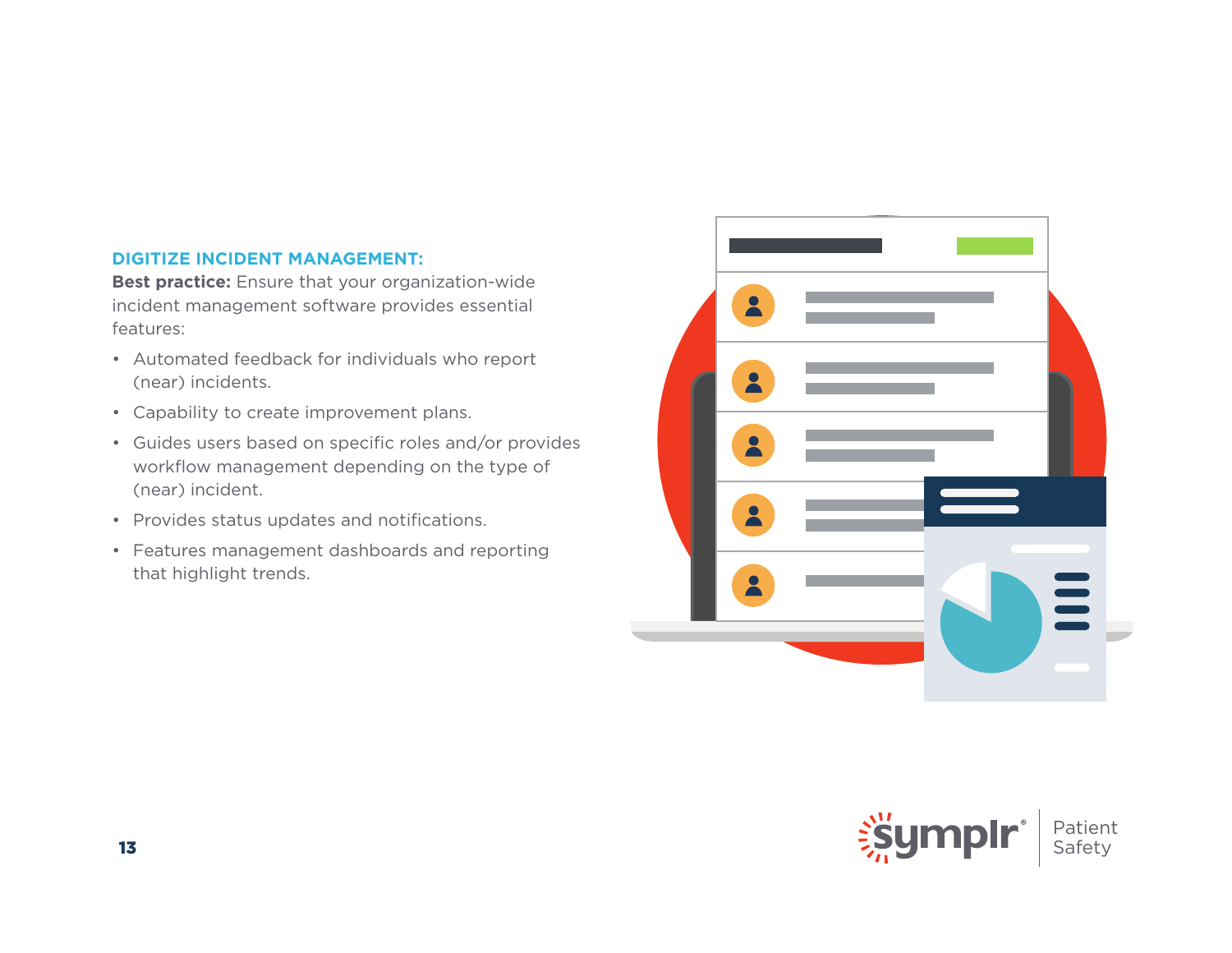### DIGITIZE INCIDENT MANAGEMENT:

**Best practice:** Ensure that your organization-wide incident management software provides essential features:

- Automated feedback for individuals who report (near) incidents.
- Capability to create improvement plans.
- Guides users based on specific roles and/or provides workflow management depending on the type of (near) incident.
- Provides status updates and notifications.
- Features management dashboards and reporting that highlight trends.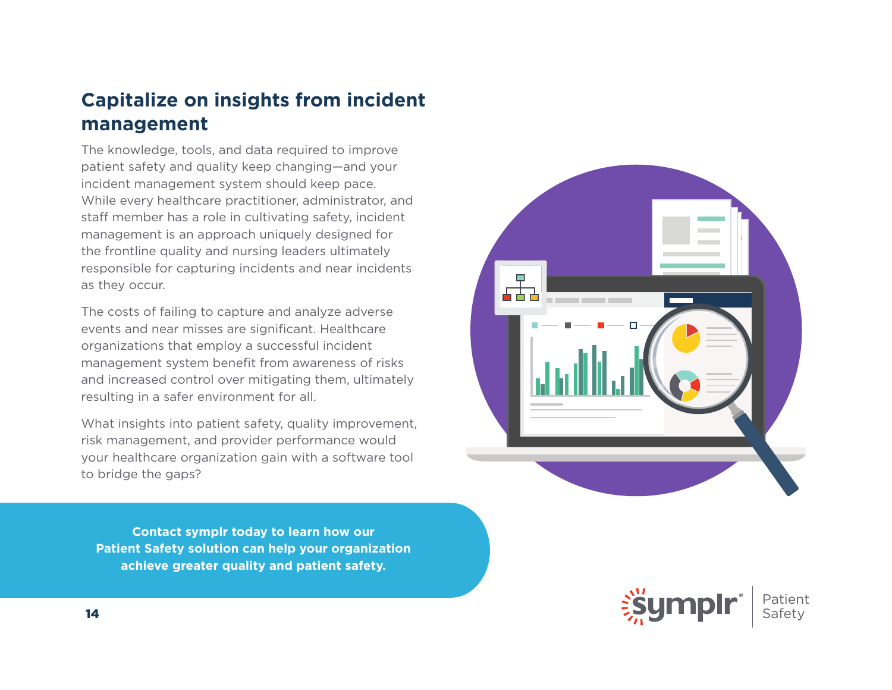## Capitalize on insights from incident management

The knowledge, tools, and data required to improve patient safety and quality keep changing—and your incident management system should keep pace. While every healthcare practitioner, administrator, and staff member has a role in cultivating safety, incident management is an approach uniquely designed for the frontline quality and nursing leaders ultimately responsible for capturing incidents and near incidents as they occur.

The costs of failing to capture and analyze adverse events and near misses are significant. Healthcare organizations that employ a successful incident management system benefit from awareness of risks and increased control over mitigating them, ultimately resulting in a safer environment for all.

What insights into patient safety, quality improvement, risk management, and provider performance would your healthcare organization gain with a software tool to bridge the gaps?

**Contact symplr today to learn how our Patient Safety solution can help your organization achieve greater quality and patient safety.**

symplr® | Patient Safety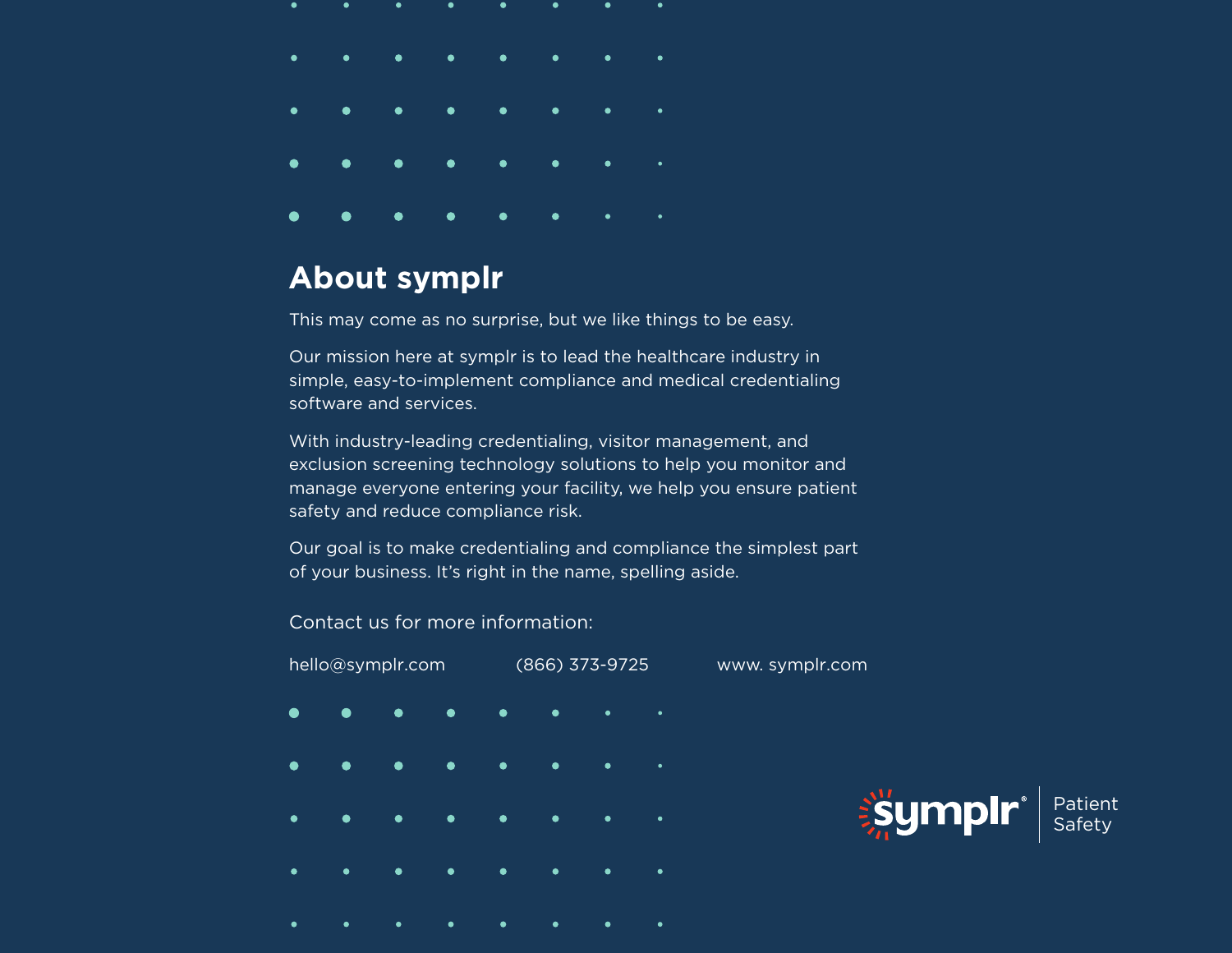## About symplr

This may come as no surprise, but we like things to be easy.

Our mission here at symplr is to lead the healthcare industry in simple, easy-to-implement compliance and medical credentialing software and services.

With industry-leading credentialing, visitor management, and exclusion screening technology solutions to help you monitor and manage everyone entering your facility, we help you ensure patient safety and reduce compliance risk.

Our goal is to make credentialing and compliance the simplest part of your business. It's right in the name, spelling aside.

Contact us for more information:

hello@symplr.com (866) 373-9725 www. symplr.com

symplr® | Patient Safety